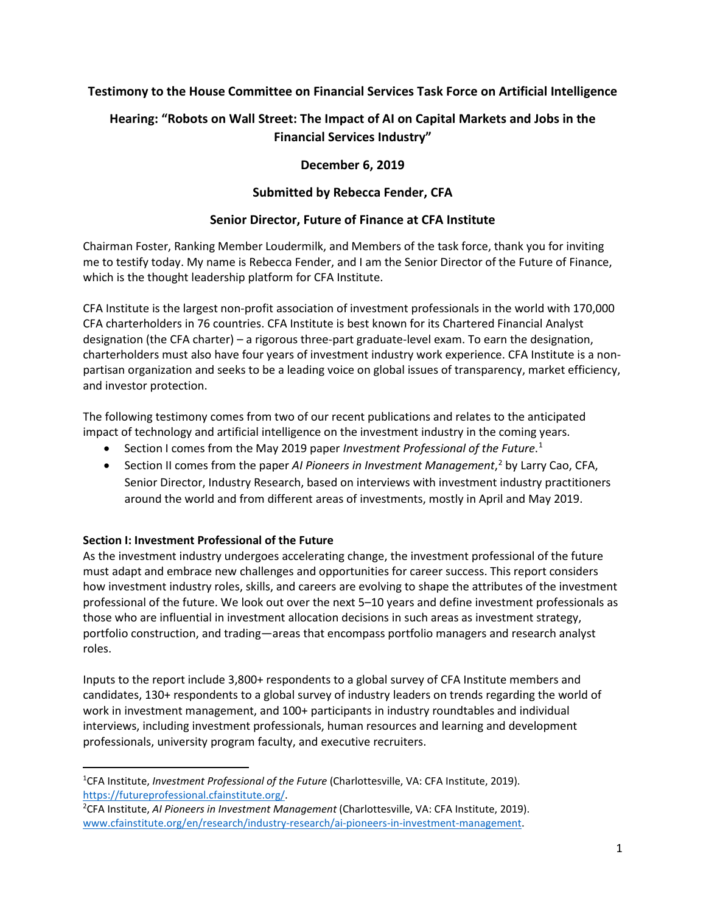**Testimony to the House Committee on Financial Services Task Force on Artificial Intelligence**

**Hearing: "Robots on Wall Street: The Impact of AI on Capital Markets and Jobs in the Financial Services Industry"**

**December 6, 2019**

**Submitted by Rebecca Fender, CFA**

**Senior Director, Future of Finance at CFA Institute**

Chairman Foster, Ranking Member Loudermilk, and Members of the task force, thank you for inviting me to testify today. My name is Rebecca Fender, and I am the Senior Director of the Future of Finance, which is the thought leadership platform for CFA Institute.

CFA Institute is the largest non-profit association of investment professionals in the world with 170,000 CFA charterholders in 76 countries. CFA Institute is best known for its Chartered Financial Analyst designation (the CFA charter) – a rigorous three-part graduate-level exam. To earn the designation, charterholders must also have four years of investment industry work experience. CFA Institute is a non-partisan organization and seeks to be a leading voice on global issues of transparency, market efficiency, and investor protection.

The following testimony comes from two of our recent publications and relates to the anticipated impact of technology and artificial intelligence on the investment industry in the coming years.

- Section I comes from the May 2019 paper *Investment Professional of the Future*.[1]
- Section II comes from the paper *AI Pioneers in Investment Management*,[2] by Larry Cao, CFA, Senior Director, Industry Research, based on interviews with investment industry practitioners around the world and from different areas of investments, mostly in April and May 2019.

**Section I: Investment Professional of the Future**

As the investment industry undergoes accelerating change, the investment professional of the future must adapt and embrace new challenges and opportunities for career success. This report considers how investment industry roles, skills, and careers are evolving to shape the attributes of the investment professional of the future. We look out over the next 5–10 years and define investment professionals as those who are influential in investment allocation decisions in such areas as investment strategy, portfolio construction, and trading—areas that encompass portfolio managers and research analyst roles.

Inputs to the report include 3,800+ respondents to a global survey of CFA Institute members and candidates, 130+ respondents to a global survey of industry leaders on trends regarding the world of work in investment management, and 100+ participants in industry roundtables and individual interviews, including investment professionals, human resources and learning and development professionals, university program faculty, and executive recruiters.

---

[1] CFA Institute, *Investment Professional of the Future* (Charlottesville, VA: CFA Institute, 2019). https://futureprofessional.cfainstitute.org/.

[2] CFA Institute, *AI Pioneers in Investment Management* (Charlottesville, VA: CFA Institute, 2019). www.cfainstitute.org/en/research/industry-research/ai-pioneers-in-investment-management.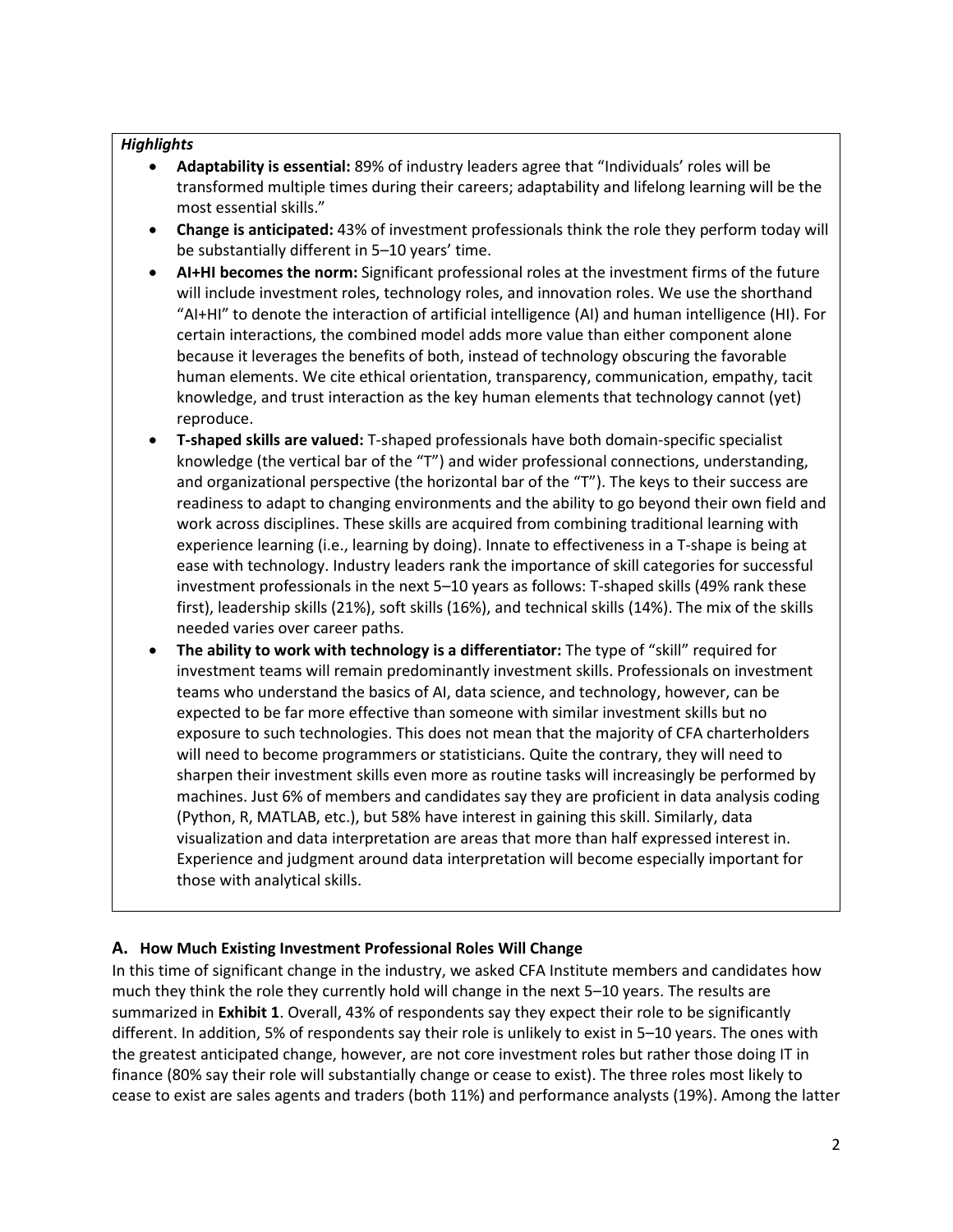***Highlights***

- **Adaptability is essential:** 89% of industry leaders agree that "Individuals' roles will be transformed multiple times during their careers; adaptability and lifelong learning will be the most essential skills."
- **Change is anticipated:** 43% of investment professionals think the role they perform today will be substantially different in 5–10 years' time.
- **AI+HI becomes the norm:** Significant professional roles at the investment firms of the future will include investment roles, technology roles, and innovation roles. We use the shorthand "AI+HI" to denote the interaction of artificial intelligence (AI) and human intelligence (HI). For certain interactions, the combined model adds more value than either component alone because it leverages the benefits of both, instead of technology obscuring the favorable human elements. We cite ethical orientation, transparency, communication, empathy, tacit knowledge, and trust interaction as the key human elements that technology cannot (yet) reproduce.
- **T-shaped skills are valued:** T-shaped professionals have both domain-specific specialist knowledge (the vertical bar of the "T") and wider professional connections, understanding, and organizational perspective (the horizontal bar of the "T"). The keys to their success are readiness to adapt to changing environments and the ability to go beyond their own field and work across disciplines. These skills are acquired from combining traditional learning with experience learning (i.e., learning by doing). Innate to effectiveness in a T-shape is being at ease with technology. Industry leaders rank the importance of skill categories for successful investment professionals in the next 5–10 years as follows: T-shaped skills (49% rank these first), leadership skills (21%), soft skills (16%), and technical skills (14%). The mix of the skills needed varies over career paths.
- **The ability to work with technology is a differentiator:** The type of "skill" required for investment teams will remain predominantly investment skills. Professionals on investment teams who understand the basics of AI, data science, and technology, however, can be expected to be far more effective than someone with similar investment skills but no exposure to such technologies. This does not mean that the majority of CFA charterholders will need to become programmers or statisticians. Quite the contrary, they will need to sharpen their investment skills even more as routine tasks will increasingly be performed by machines. Just 6% of members and candidates say they are proficient in data analysis coding (Python, R, MATLAB, etc.), but 58% have interest in gaining this skill. Similarly, data visualization and data interpretation are areas that more than half expressed interest in. Experience and judgment around data interpretation will become especially important for those with analytical skills.

## A. How Much Existing Investment Professional Roles Will Change

In this time of significant change in the industry, we asked CFA Institute members and candidates how much they think the role they currently hold will change in the next 5–10 years. The results are summarized in **Exhibit 1**. Overall, 43% of respondents say they expect their role to be significantly different. In addition, 5% of respondents say their role is unlikely to exist in 5–10 years. The ones with the greatest anticipated change, however, are not core investment roles but rather those doing IT in finance (80% say their role will substantially change or cease to exist). The three roles most likely to cease to exist are sales agents and traders (both 11%) and performance analysts (19%). Among the latter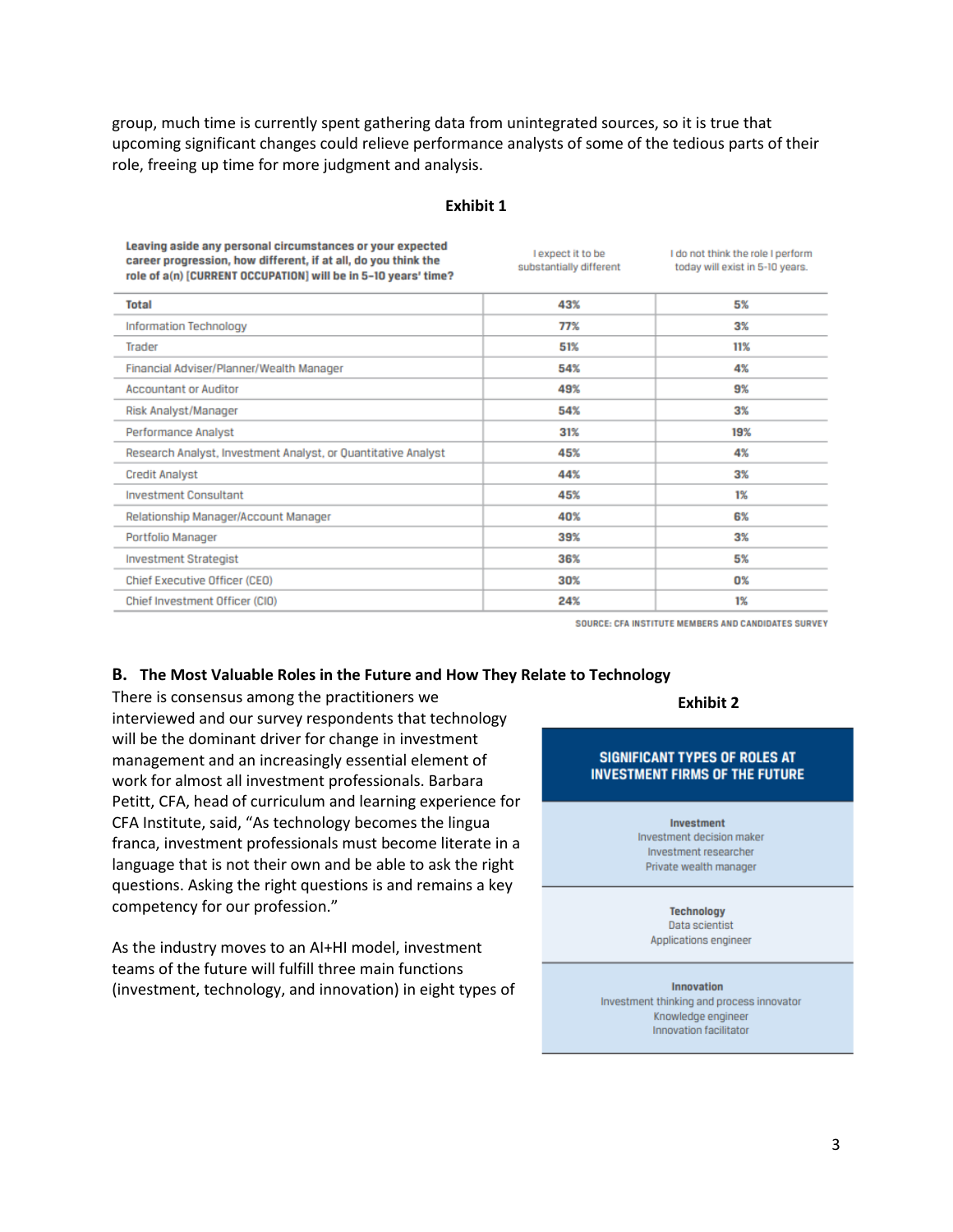group, much time is currently spent gathering data from unintegrated sources, so it is true that upcoming significant changes could relieve performance analysts of some of the tedious parts of their role, freeing up time for more judgment and analysis.

**Exhibit 1**

| **Leaving aside any personal circumstances or your expected career progression, how different, if at all, do you think the role of a(n) [CURRENT OCCUPATION] will be in 5–10 years' time?** | I expect it to be substantially different | I do not think the role I perform today will exist in 5-10 years. |
|---|---|---|
| **Total** | **43%** | **5%** |
| Information Technology | 77% | 3% |
| Trader | 51% | 11% |
| Financial Adviser/Planner/Wealth Manager | 54% | 4% |
| Accountant or Auditor | 49% | 9% |
| Risk Analyst/Manager | 54% | 3% |
| Performance Analyst | 31% | 19% |
| Research Analyst, Investment Analyst, or Quantitative Analyst | 45% | 4% |
| Credit Analyst | 44% | 3% |
| Investment Consultant | 45% | 1% |
| Relationship Manager/Account Manager | 40% | 6% |
| Portfolio Manager | 39% | 3% |
| Investment Strategist | 36% | 5% |
| Chief Executive Officer (CEO) | 30% | 0% |
| Chief Investment Officer (CIO) | 24% | 1% |

SOURCE: CFA INSTITUTE MEMBERS AND CANDIDATES SURVEY

## B. The Most Valuable Roles in the Future and How They Relate to Technology

There is consensus among the practitioners we interviewed and our survey respondents that technology will be the dominant driver for change in investment management and an increasingly essential element of work for almost all investment professionals. Barbara Petitt, CFA, head of curriculum and learning experience for CFA Institute, said, "As technology becomes the lingua franca, investment professionals must become literate in a language that is not their own and be able to ask the right questions. Asking the right questions is and remains a key competency for our profession."

As the industry moves to an AI+HI model, investment teams of the future will fulfill three main functions (investment, technology, and innovation) in eight types of

**Exhibit 2**

| SIGNIFICANT TYPES OF ROLES AT INVESTMENT FIRMS OF THE FUTURE |
|---|
| **Investment**<br>Investment decision maker<br>Investment researcher<br>Private wealth manager |
| **Technology**<br>Data scientist<br>Applications engineer |
| **Innovation**<br>Investment thinking and process innovator<br>Knowledge engineer<br>Innovation facilitator |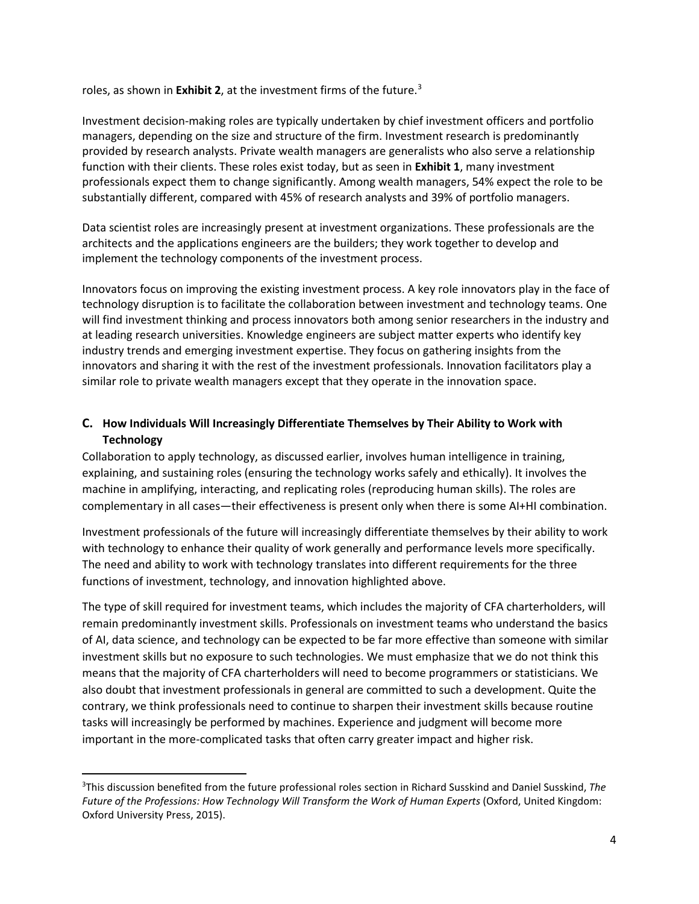roles, as shown in **Exhibit 2**, at the investment firms of the future.[3]

Investment decision-making roles are typically undertaken by chief investment officers and portfolio managers, depending on the size and structure of the firm. Investment research is predominantly provided by research analysts. Private wealth managers are generalists who also serve a relationship function with their clients. These roles exist today, but as seen in **Exhibit 1**, many investment professionals expect them to change significantly. Among wealth managers, 54% expect the role to be substantially different, compared with 45% of research analysts and 39% of portfolio managers.

Data scientist roles are increasingly present at investment organizations. These professionals are the architects and the applications engineers are the builders; they work together to develop and implement the technology components of the investment process.

Innovators focus on improving the existing investment process. A key role innovators play in the face of technology disruption is to facilitate the collaboration between investment and technology teams. One will find investment thinking and process innovators both among senior researchers in the industry and at leading research universities. Knowledge engineers are subject matter experts who identify key industry trends and emerging investment expertise. They focus on gathering insights from the innovators and sharing it with the rest of the investment professionals. Innovation facilitators play a similar role to private wealth managers except that they operate in the innovation space.

## C. How Individuals Will Increasingly Differentiate Themselves by Their Ability to Work with Technology

Collaboration to apply technology, as discussed earlier, involves human intelligence in training, explaining, and sustaining roles (ensuring the technology works safely and ethically). It involves the machine in amplifying, interacting, and replicating roles (reproducing human skills). The roles are complementary in all cases—their effectiveness is present only when there is some AI+HI combination.

Investment professionals of the future will increasingly differentiate themselves by their ability to work with technology to enhance their quality of work generally and performance levels more specifically. The need and ability to work with technology translates into different requirements for the three functions of investment, technology, and innovation highlighted above.

The type of skill required for investment teams, which includes the majority of CFA charterholders, will remain predominantly investment skills. Professionals on investment teams who understand the basics of AI, data science, and technology can be expected to be far more effective than someone with similar investment skills but no exposure to such technologies. We must emphasize that we do not think this means that the majority of CFA charterholders will need to become programmers or statisticians. We also doubt that investment professionals in general are committed to such a development. Quite the contrary, we think professionals need to continue to sharpen their investment skills because routine tasks will increasingly be performed by machines. Experience and judgment will become more important in the more-complicated tasks that often carry greater impact and higher risk.

---

[3] This discussion benefited from the future professional roles section in Richard Susskind and Daniel Susskind, *The Future of the Professions: How Technology Will Transform the Work of Human Experts* (Oxford, United Kingdom: Oxford University Press, 2015).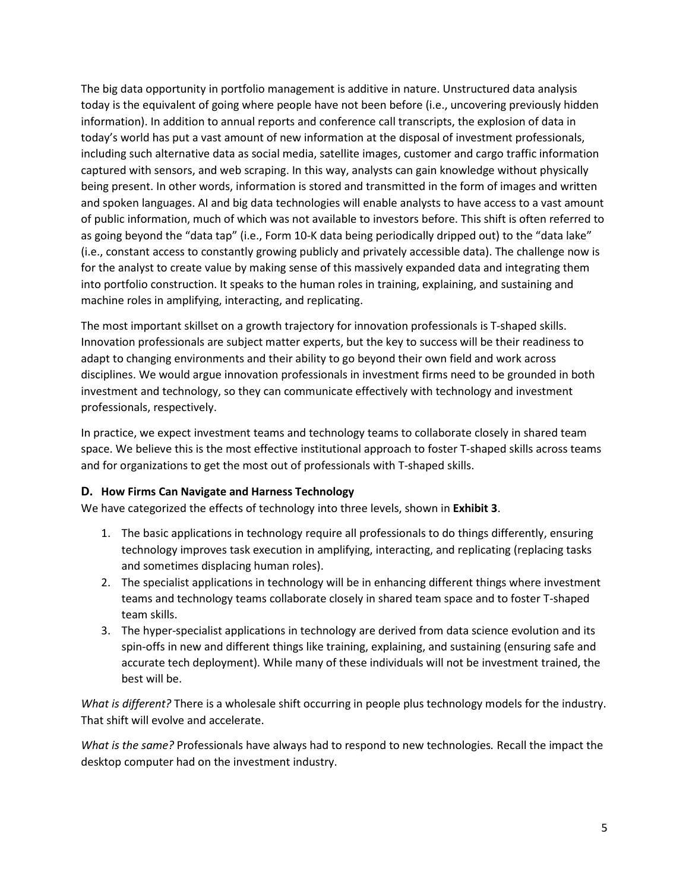The big data opportunity in portfolio management is additive in nature. Unstructured data analysis today is the equivalent of going where people have not been before (i.e., uncovering previously hidden information). In addition to annual reports and conference call transcripts, the explosion of data in today's world has put a vast amount of new information at the disposal of investment professionals, including such alternative data as social media, satellite images, customer and cargo traffic information captured with sensors, and web scraping. In this way, analysts can gain knowledge without physically being present. In other words, information is stored and transmitted in the form of images and written and spoken languages. AI and big data technologies will enable analysts to have access to a vast amount of public information, much of which was not available to investors before. This shift is often referred to as going beyond the "data tap" (i.e., Form 10-K data being periodically dripped out) to the "data lake" (i.e., constant access to constantly growing publicly and privately accessible data). The challenge now is for the analyst to create value by making sense of this massively expanded data and integrating them into portfolio construction. It speaks to the human roles in training, explaining, and sustaining and machine roles in amplifying, interacting, and replicating.

The most important skillset on a growth trajectory for innovation professionals is T-shaped skills. Innovation professionals are subject matter experts, but the key to success will be their readiness to adapt to changing environments and their ability to go beyond their own field and work across disciplines. We would argue innovation professionals in investment firms need to be grounded in both investment and technology, so they can communicate effectively with technology and investment professionals, respectively.

In practice, we expect investment teams and technology teams to collaborate closely in shared team space. We believe this is the most effective institutional approach to foster T-shaped skills across teams and for organizations to get the most out of professionals with T-shaped skills.

### D. How Firms Can Navigate and Harness Technology

We have categorized the effects of technology into three levels, shown in **Exhibit 3**.

1. The basic applications in technology require all professionals to do things differently, ensuring technology improves task execution in amplifying, interacting, and replicating (replacing tasks and sometimes displacing human roles).
2. The specialist applications in technology will be in enhancing different things where investment teams and technology teams collaborate closely in shared team space and to foster T-shaped team skills.
3. The hyper-specialist applications in technology are derived from data science evolution and its spin-offs in new and different things like training, explaining, and sustaining (ensuring safe and accurate tech deployment). While many of these individuals will not be investment trained, the best will be.

*What is different?* There is a wholesale shift occurring in people plus technology models for the industry. That shift will evolve and accelerate.

*What is the same?* Professionals have always had to respond to new technologies. Recall the impact the desktop computer had on the investment industry.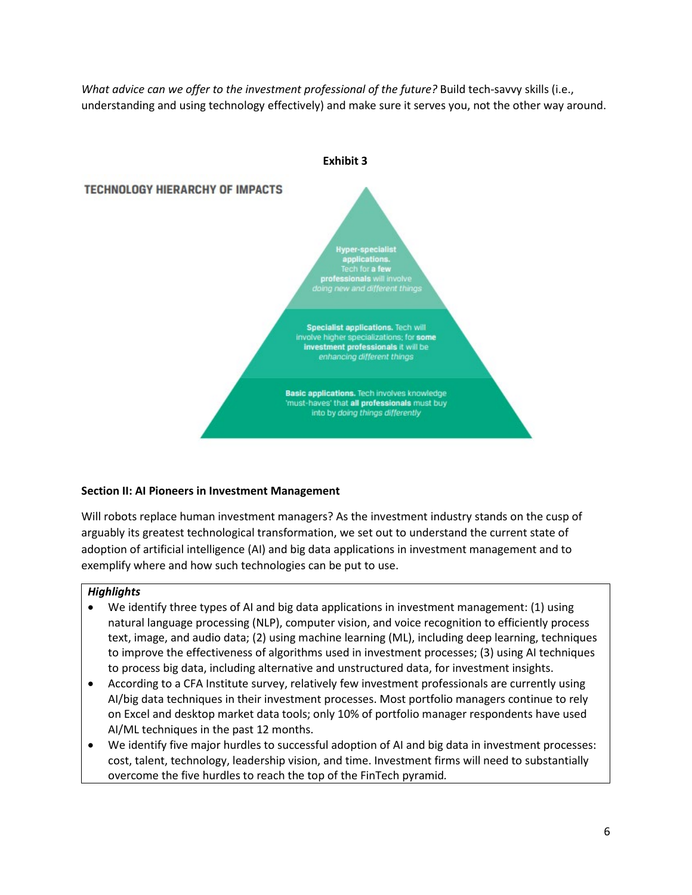*What advice can we offer to the investment professional of the future?* Build tech-savvy skills (i.e., understanding and using technology effectively) and make sure it serves you, not the other way around.

**Exhibit 3**

TECHNOLOGY HIERARCHY OF IMPACTS

**Hyper-specialist applications.** Tech for **a few professionals** will involve *doing new and different things*

**Specialist applications.** Tech will involve higher specializations; for **some investment professionals** it will be *enhancing different things*

**Basic applications.** Tech involves knowledge 'must-haves' that **all professionals** must buy into by *doing things differently*

**Section II: AI Pioneers in Investment Management**

Will robots replace human investment managers? As the investment industry stands on the cusp of arguably its greatest technological transformation, we set out to understand the current state of adoption of artificial intelligence (AI) and big data applications in investment management and to exemplify where and how such technologies can be put to use.

***Highlights***

- We identify three types of AI and big data applications in investment management: (1) using natural language processing (NLP), computer vision, and voice recognition to efficiently process text, image, and audio data; (2) using machine learning (ML), including deep learning, techniques to improve the effectiveness of algorithms used in investment processes; (3) using AI techniques to process big data, including alternative and unstructured data, for investment insights.
- According to a CFA Institute survey, relatively few investment professionals are currently using AI/big data techniques in their investment processes. Most portfolio managers continue to rely on Excel and desktop market data tools; only 10% of portfolio manager respondents have used AI/ML techniques in the past 12 months.
- We identify five major hurdles to successful adoption of AI and big data in investment processes: cost, talent, technology, leadership vision, and time. Investment firms will need to substantially overcome the five hurdles to reach the top of the FinTech pyramid.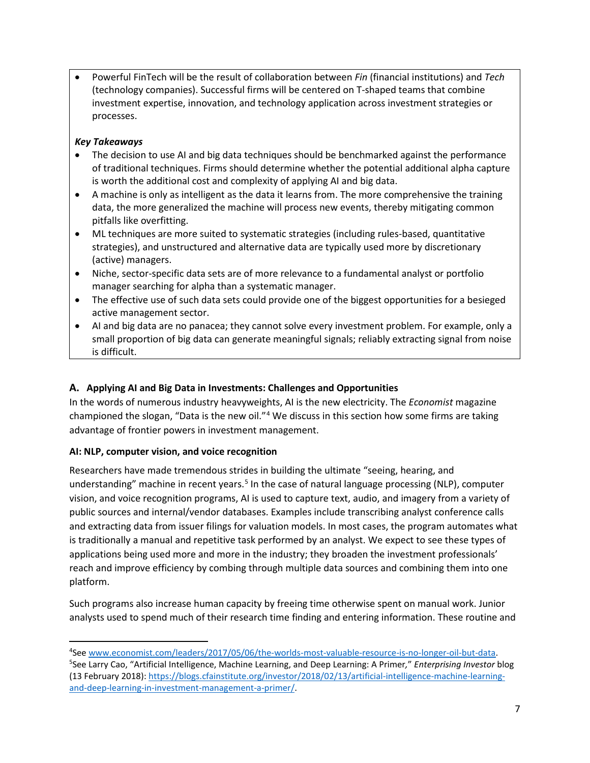- Powerful FinTech will be the result of collaboration between *Fin* (financial institutions) and *Tech* (technology companies). Successful firms will be centered on T-shaped teams that combine investment expertise, innovation, and technology application across investment strategies or processes.

***Key Takeaways***

- The decision to use AI and big data techniques should be benchmarked against the performance of traditional techniques. Firms should determine whether the potential additional alpha capture is worth the additional cost and complexity of applying AI and big data.
- A machine is only as intelligent as the data it learns from. The more comprehensive the training data, the more generalized the machine will process new events, thereby mitigating common pitfalls like overfitting.
- ML techniques are more suited to systematic strategies (including rules-based, quantitative strategies), and unstructured and alternative data are typically used more by discretionary (active) managers.
- Niche, sector-specific data sets are of more relevance to a fundamental analyst or portfolio manager searching for alpha than a systematic manager.
- The effective use of such data sets could provide one of the biggest opportunities for a besieged active management sector.
- AI and big data are no panacea; they cannot solve every investment problem. For example, only a small proportion of big data can generate meaningful signals; reliably extracting signal from noise is difficult.

## A. Applying AI and Big Data in Investments: Challenges and Opportunities

In the words of numerous industry heavyweights, AI is the new electricity. The *Economist* magazine championed the slogan, "Data is the new oil."[4] We discuss in this section how some firms are taking advantage of frontier powers in investment management.

### AI: NLP, computer vision, and voice recognition

Researchers have made tremendous strides in building the ultimate "seeing, hearing, and understanding" machine in recent years.[5] In the case of natural language processing (NLP), computer vision, and voice recognition programs, AI is used to capture text, audio, and imagery from a variety of public sources and internal/vendor databases. Examples include transcribing analyst conference calls and extracting data from issuer filings for valuation models. In most cases, the program automates what is traditionally a manual and repetitive task performed by an analyst. We expect to see these types of applications being used more and more in the industry; they broaden the investment professionals' reach and improve efficiency by combing through multiple data sources and combining them into one platform.

Such programs also increase human capacity by freeing time otherwise spent on manual work. Junior analysts used to spend much of their research time finding and entering information. These routine and

---

[4] See www.economist.com/leaders/2017/05/06/the-worlds-most-valuable-resource-is-no-longer-oil-but-data.

[5] See Larry Cao, "Artificial Intelligence, Machine Learning, and Deep Learning: A Primer," *Enterprising Investor* blog (13 February 2018): https://blogs.cfainstitute.org/investor/2018/02/13/artificial-intelligence-machine-learning-and-deep-learning-in-investment-management-a-primer/.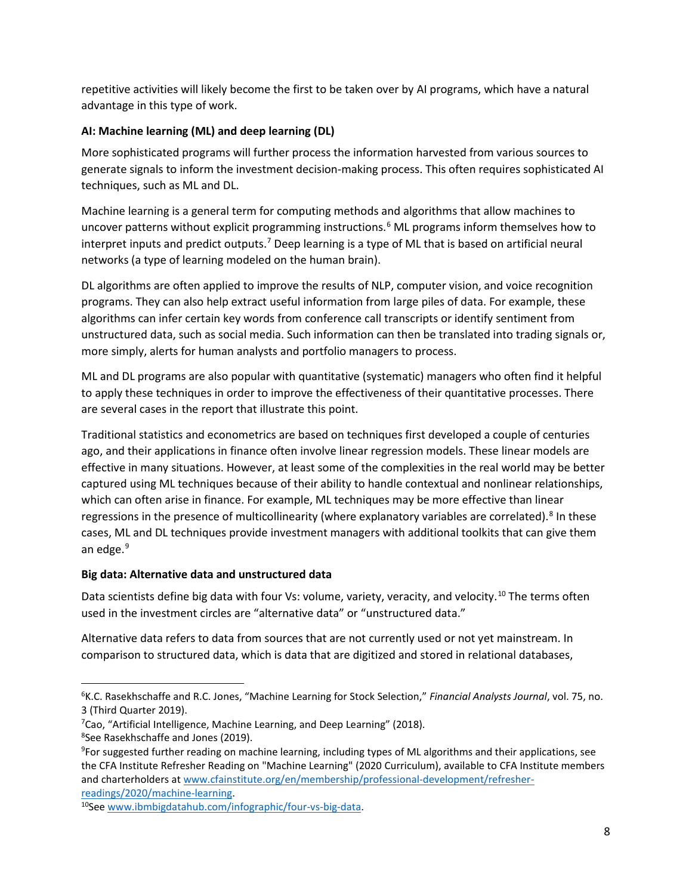repetitive activities will likely become the first to be taken over by AI programs, which have a natural advantage in this type of work.

**AI: Machine learning (ML) and deep learning (DL)**

More sophisticated programs will further process the information harvested from various sources to generate signals to inform the investment decision-making process. This often requires sophisticated AI techniques, such as ML and DL.

Machine learning is a general term for computing methods and algorithms that allow machines to uncover patterns without explicit programming instructions.[6] ML programs inform themselves how to interpret inputs and predict outputs.[7] Deep learning is a type of ML that is based on artificial neural networks (a type of learning modeled on the human brain).

DL algorithms are often applied to improve the results of NLP, computer vision, and voice recognition programs. They can also help extract useful information from large piles of data. For example, these algorithms can infer certain key words from conference call transcripts or identify sentiment from unstructured data, such as social media. Such information can then be translated into trading signals or, more simply, alerts for human analysts and portfolio managers to process.

ML and DL programs are also popular with quantitative (systematic) managers who often find it helpful to apply these techniques in order to improve the effectiveness of their quantitative processes. There are several cases in the report that illustrate this point.

Traditional statistics and econometrics are based on techniques first developed a couple of centuries ago, and their applications in finance often involve linear regression models. These linear models are effective in many situations. However, at least some of the complexities in the real world may be better captured using ML techniques because of their ability to handle contextual and nonlinear relationships, which can often arise in finance. For example, ML techniques may be more effective than linear regressions in the presence of multicollinearity (where explanatory variables are correlated).[8] In these cases, ML and DL techniques provide investment managers with additional toolkits that can give them an edge.[9]

**Big data: Alternative data and unstructured data**

Data scientists define big data with four Vs: volume, variety, veracity, and velocity.[10] The terms often used in the investment circles are "alternative data" or "unstructured data."

Alternative data refers to data from sources that are not currently used or not yet mainstream. In comparison to structured data, which is data that are digitized and stored in relational databases,

---

[6]K.C. Rasekhschaffe and R.C. Jones, "Machine Learning for Stock Selection," *Financial Analysts Journal*, vol. 75, no. 3 (Third Quarter 2019).

[7]Cao, "Artificial Intelligence, Machine Learning, and Deep Learning" (2018).

[8]See Rasekhschaffe and Jones (2019).

[9]For suggested further reading on machine learning, including types of ML algorithms and their applications, see the CFA Institute Refresher Reading on "Machine Learning" (2020 Curriculum), available to CFA Institute members and charterholders at [www.cfainstitute.org/en/membership/professional-development/refresher-readings/2020/machine-learning](www.cfainstitute.org/en/membership/professional-development/refresher-readings/2020/machine-learning).

[10]See [www.ibmbigdatahub.com/infographic/four-vs-big-data](www.ibmbigdatahub.com/infographic/four-vs-big-data).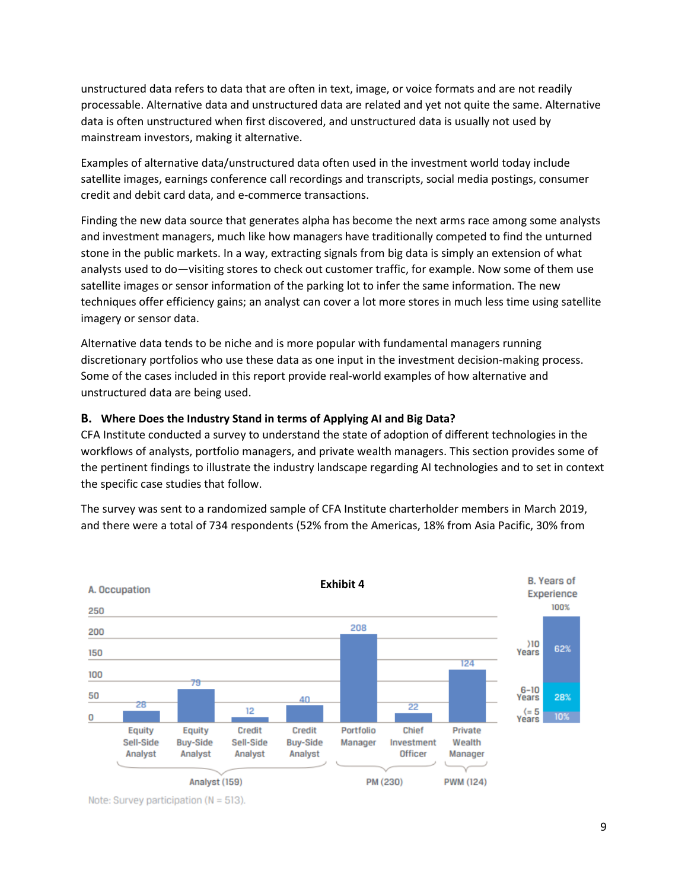unstructured data refers to data that are often in text, image, or voice formats and are not readily processable. Alternative data and unstructured data are related and yet not quite the same. Alternative data is often unstructured when first discovered, and unstructured data is usually not used by mainstream investors, making it alternative.

Examples of alternative data/unstructured data often used in the investment world today include satellite images, earnings conference call recordings and transcripts, social media postings, consumer credit and debit card data, and e-commerce transactions.

Finding the new data source that generates alpha has become the next arms race among some analysts and investment managers, much like how managers have traditionally competed to find the unturned stone in the public markets. In a way, extracting signals from big data is simply an extension of what analysts used to do—visiting stores to check out customer traffic, for example. Now some of them use satellite images or sensor information of the parking lot to infer the same information. The new techniques offer efficiency gains; an analyst can cover a lot more stores in much less time using satellite imagery or sensor data.

Alternative data tends to be niche and is more popular with fundamental managers running discretionary portfolios who use these data as one input in the investment decision-making process. Some of the cases included in this report provide real-world examples of how alternative and unstructured data are being used.

### B. Where Does the Industry Stand in terms of Applying AI and Big Data?

CFA Institute conducted a survey to understand the state of adoption of different technologies in the workflows of analysts, portfolio managers, and private wealth managers. This section provides some of the pertinent findings to illustrate the industry landscape regarding AI technologies and to set in context the specific case studies that follow.

The survey was sent to a randomized sample of CFA Institute charterholder members in March 2019, and there were a total of 734 respondents (52% from the Americas, 18% from Asia Pacific, 30% from

**Exhibit 4**

A. Occupation

| Group | Occupation | Respondents |
|---|---|---|
| Analyst (159) | Equity Sell-Side Analyst | 28 |
| | Equity Buy-Side Analyst | 79 |
| | Credit Sell-Side Analyst | 12 |
| | Credit Buy-Side Analyst | 40 |
| PM (230) | Portfolio Manager | 208 |
| | Chief Investment Officer | 22 |
| PWM (124) | Private Wealth Manager | 124 |

B. Years of Experience

| Years of Experience | Share |
|---|---|
| >10 Years | 62% |
| 6–10 Years | 28% |
| <= 5 Years | 10% |

Note: Survey participation (N = 513).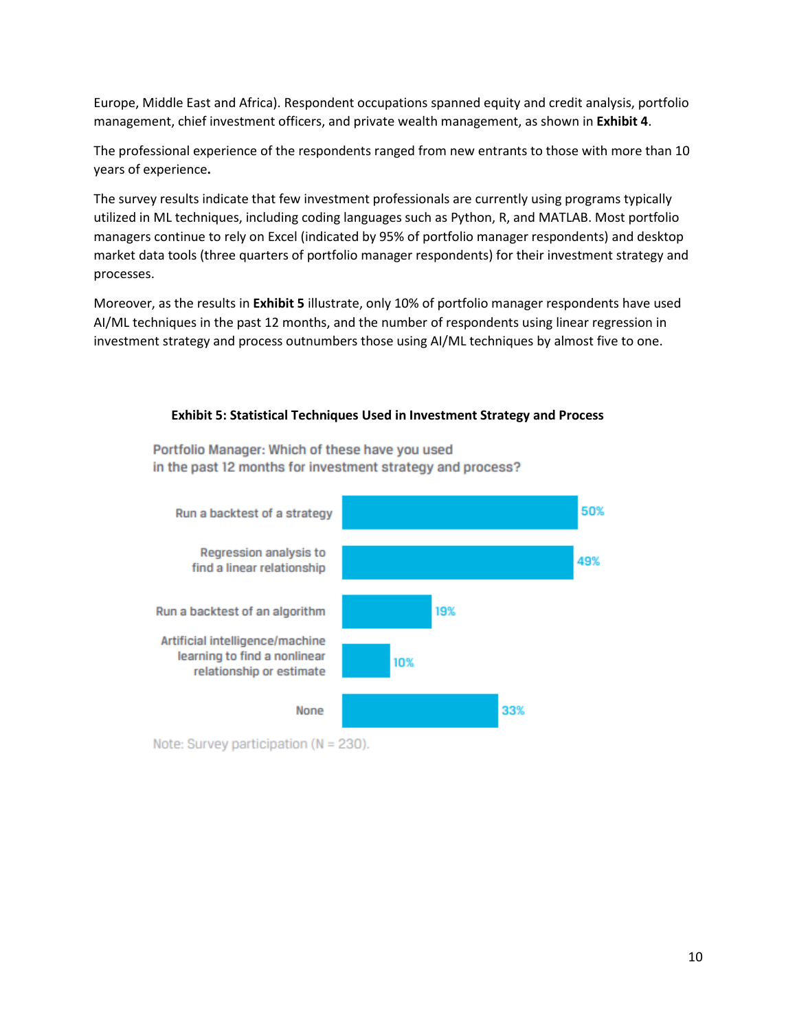Europe, Middle East and Africa). Respondent occupations spanned equity and credit analysis, portfolio management, chief investment officers, and private wealth management, as shown in **Exhibit 4**.

The professional experience of the respondents ranged from new entrants to those with more than 10 years of experience**.**

The survey results indicate that few investment professionals are currently using programs typically utilized in ML techniques, including coding languages such as Python, R, and MATLAB. Most portfolio managers continue to rely on Excel (indicated by 95% of portfolio manager respondents) and desktop market data tools (three quarters of portfolio manager respondents) for their investment strategy and processes.

Moreover, as the results in **Exhibit 5** illustrate, only 10% of portfolio manager respondents have used AI/ML techniques in the past 12 months, and the number of respondents using linear regression in investment strategy and process outnumbers those using AI/ML techniques by almost five to one.

**Exhibit 5: Statistical Techniques Used in Investment Strategy and Process**

Portfolio Manager: Which of these have you used in the past 12 months for investment strategy and process?

| Technique | Share |
| --- | --- |
| Run a backtest of a strategy | 50% |
| Regression analysis to find a linear relationship | 49% |
| Run a backtest of an algorithm | 19% |
| Artificial intelligence/machine learning to find a nonlinear relationship or estimate | 10% |
| None | 33% |

Note: Survey participation (N = 230).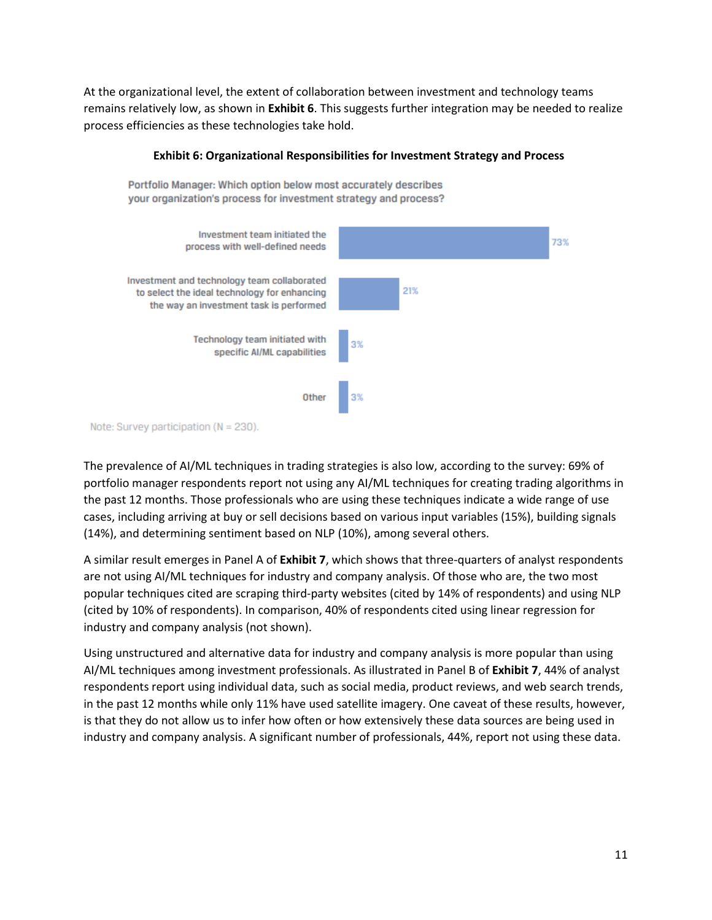At the organizational level, the extent of collaboration between investment and technology teams remains relatively low, as shown in **Exhibit 6**. This suggests further integration may be needed to realize process efficiencies as these technologies take hold.

**Exhibit 6: Organizational Responsibilities for Investment Strategy and Process**

Portfolio Manager: Which option below most accurately describes your organization's process for investment strategy and process?

| Response | Percentage |
|---|---|
| Investment team initiated the process with well-defined needs | 73% |
| Investment and technology team collaborated to select the ideal technology for enhancing the way an investment task is performed | 21% |
| Technology team initiated with specific AI/ML capabilities | 3% |
| Other | 3% |

Note: Survey participation (N = 230).

The prevalence of AI/ML techniques in trading strategies is also low, according to the survey: 69% of portfolio manager respondents report not using any AI/ML techniques for creating trading algorithms in the past 12 months. Those professionals who are using these techniques indicate a wide range of use cases, including arriving at buy or sell decisions based on various input variables (15%), building signals (14%), and determining sentiment based on NLP (10%), among several others.

A similar result emerges in Panel A of **Exhibit 7**, which shows that three-quarters of analyst respondents are not using AI/ML techniques for industry and company analysis. Of those who are, the two most popular techniques cited are scraping third-party websites (cited by 14% of respondents) and using NLP (cited by 10% of respondents). In comparison, 40% of respondents cited using linear regression for industry and company analysis (not shown).

Using unstructured and alternative data for industry and company analysis is more popular than using AI/ML techniques among investment professionals. As illustrated in Panel B of **Exhibit 7**, 44% of analyst respondents report using individual data, such as social media, product reviews, and web search trends, in the past 12 months while only 11% have used satellite imagery. One caveat of these results, however, is that they do not allow us to infer how often or how extensively these data sources are being used in industry and company analysis. A significant number of professionals, 44%, report not using these data.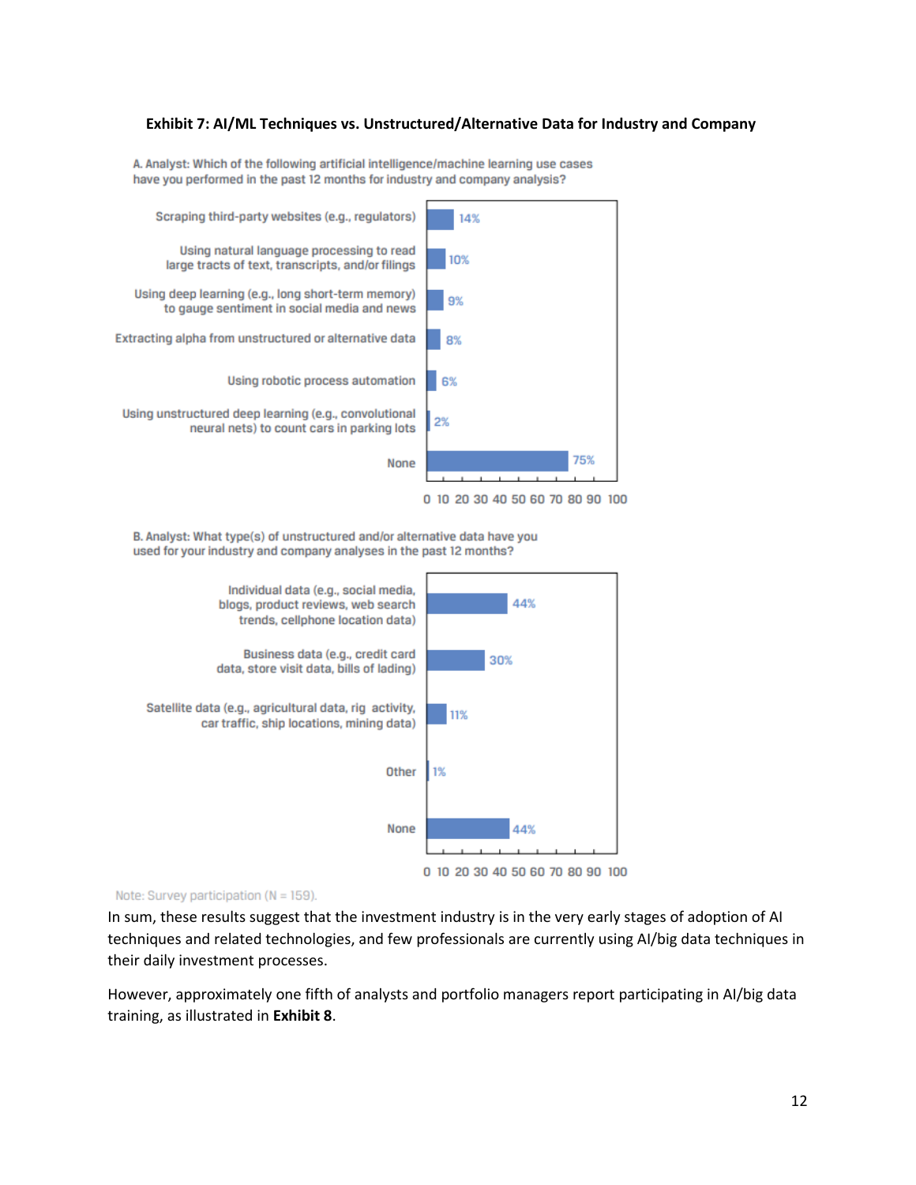**Exhibit 7: AI/ML Techniques vs. Unstructured/Alternative Data for Industry and Company**

A. Analyst: Which of the following artificial intelligence/machine learning use cases have you performed in the past 12 months for industry and company analysis?

| Use case | % |
|---|---|
| Scraping third-party websites (e.g., regulators) | 14% |
| Using natural language processing to read large tracts of text, transcripts, and/or filings | 10% |
| Using deep learning (e.g., long short-term memory) to gauge sentiment in social media and news | 9% |
| Extracting alpha from unstructured or alternative data | 8% |
| Using robotic process automation | 6% |
| Using unstructured deep learning (e.g., convolutional neural nets) to count cars in parking lots | 2% |
| None | 75% |

B. Analyst: What type(s) of unstructured and/or alternative data have you used for your industry and company analyses in the past 12 months?

| Data type | % |
|---|---|
| Individual data (e.g., social media, blogs, product reviews, web search trends, cellphone location data) | 44% |
| Business data (e.g., credit card data, store visit data, bills of lading) | 30% |
| Satellite data (e.g., agricultural data, rig activity, car traffic, ship locations, mining data) | 11% |
| Other | 1% |
| None | 44% |

Note: Survey participation (N = 159).

In sum, these results suggest that the investment industry is in the very early stages of adoption of AI techniques and related technologies, and few professionals are currently using AI/big data techniques in their daily investment processes.

However, approximately one fifth of analysts and portfolio managers report participating in AI/big data training, as illustrated in **Exhibit 8**.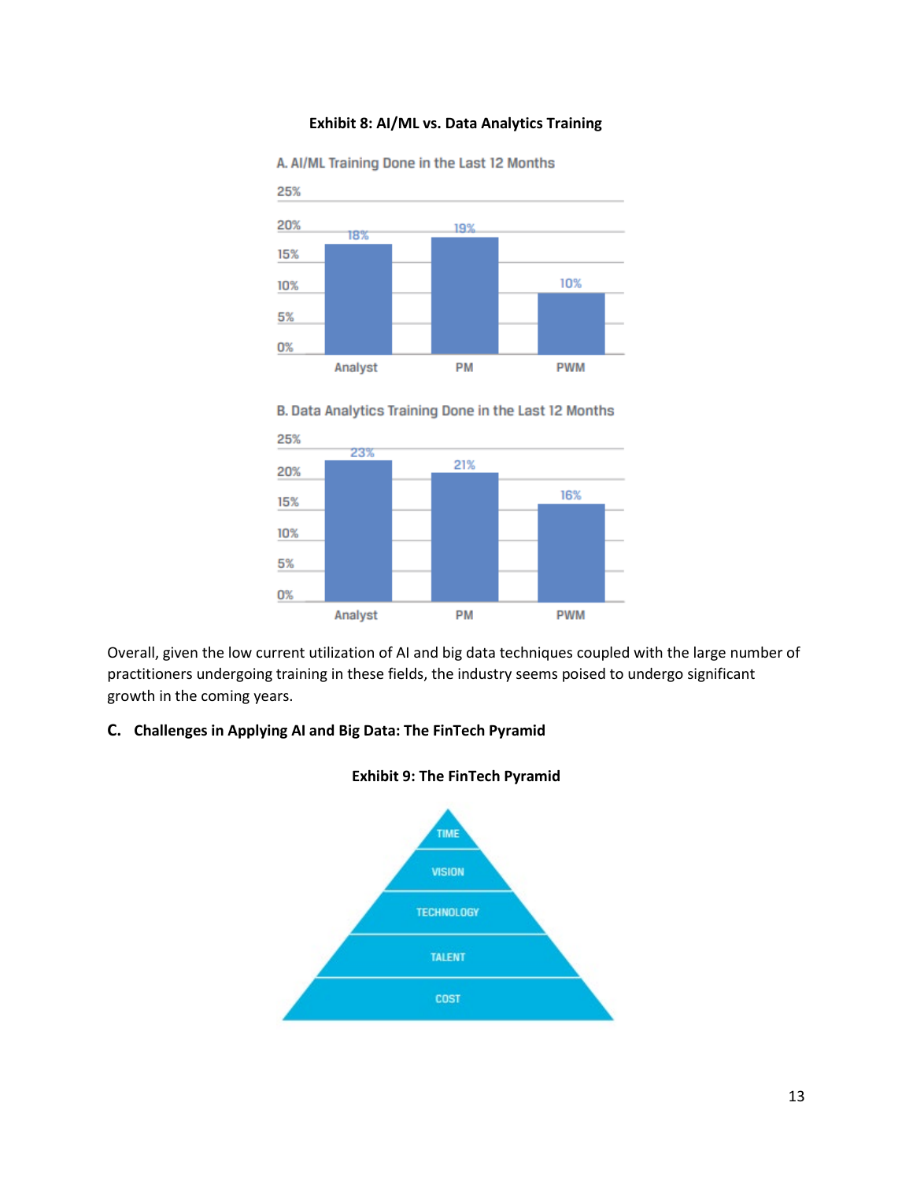**Exhibit 8: AI/ML vs. Data Analytics Training**

A. AI/ML Training Done in the Last 12 Months

| | Analyst | PM | PWM |
| --- | --- | --- | --- |
| AI/ML Training | 18% | 19% | 10% |

B. Data Analytics Training Done in the Last 12 Months

| | Analyst | PM | PWM |
| --- | --- | --- | --- |
| Data Analytics Training | 23% | 21% | 16% |

Overall, given the low current utilization of AI and big data techniques coupled with the large number of practitioners undergoing training in these fields, the industry seems poised to undergo significant growth in the coming years.

## C. Challenges in Applying AI and Big Data: The FinTech Pyramid

**Exhibit 9: The FinTech Pyramid**

- TIME
- VISION
- TECHNOLOGY
- TALENT
- COST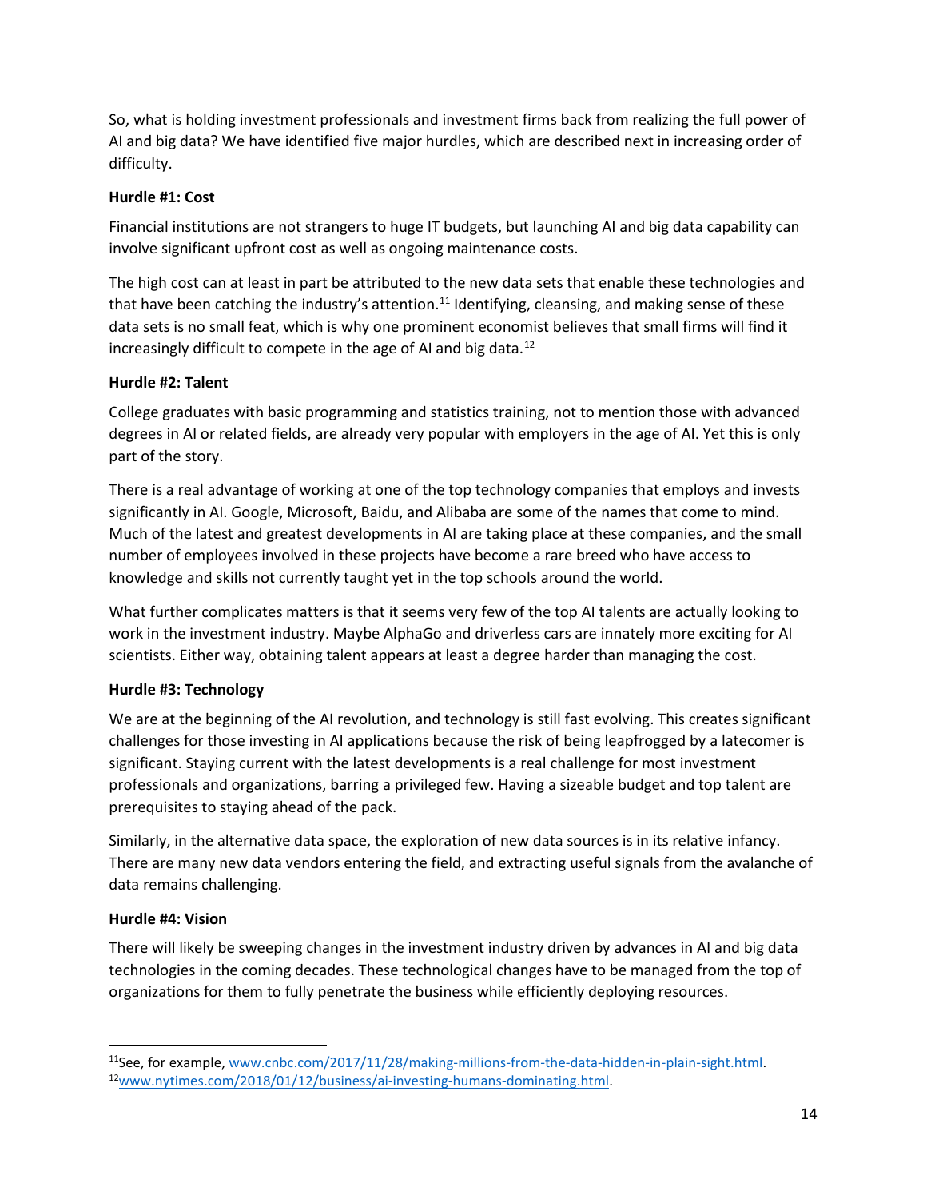So, what is holding investment professionals and investment firms back from realizing the full power of AI and big data? We have identified five major hurdles, which are described next in increasing order of difficulty.

**Hurdle #1: Cost**

Financial institutions are not strangers to huge IT budgets, but launching AI and big data capability can involve significant upfront cost as well as ongoing maintenance costs.

The high cost can at least in part be attributed to the new data sets that enable these technologies and that have been catching the industry's attention.[11] Identifying, cleansing, and making sense of these data sets is no small feat, which is why one prominent economist believes that small firms will find it increasingly difficult to compete in the age of AI and big data.[12]

**Hurdle #2: Talent**

College graduates with basic programming and statistics training, not to mention those with advanced degrees in AI or related fields, are already very popular with employers in the age of AI. Yet this is only part of the story.

There is a real advantage of working at one of the top technology companies that employs and invests significantly in AI. Google, Microsoft, Baidu, and Alibaba are some of the names that come to mind. Much of the latest and greatest developments in AI are taking place at these companies, and the small number of employees involved in these projects have become a rare breed who have access to knowledge and skills not currently taught yet in the top schools around the world.

What further complicates matters is that it seems very few of the top AI talents are actually looking to work in the investment industry. Maybe AlphaGo and driverless cars are innately more exciting for AI scientists. Either way, obtaining talent appears at least a degree harder than managing the cost.

**Hurdle #3: Technology**

We are at the beginning of the AI revolution, and technology is still fast evolving. This creates significant challenges for those investing in AI applications because the risk of being leapfrogged by a latecomer is significant. Staying current with the latest developments is a real challenge for most investment professionals and organizations, barring a privileged few. Having a sizeable budget and top talent are prerequisites to staying ahead of the pack.

Similarly, in the alternative data space, the exploration of new data sources is in its relative infancy. There are many new data vendors entering the field, and extracting useful signals from the avalanche of data remains challenging.

**Hurdle #4: Vision**

There will likely be sweeping changes in the investment industry driven by advances in AI and big data technologies in the coming decades. These technological changes have to be managed from the top of organizations for them to fully penetrate the business while efficiently deploying resources.

---

[11] See, for example, www.cnbc.com/2017/11/28/making-millions-from-the-data-hidden-in-plain-sight.html.

[12] www.nytimes.com/2018/01/12/business/ai-investing-humans-dominating.html.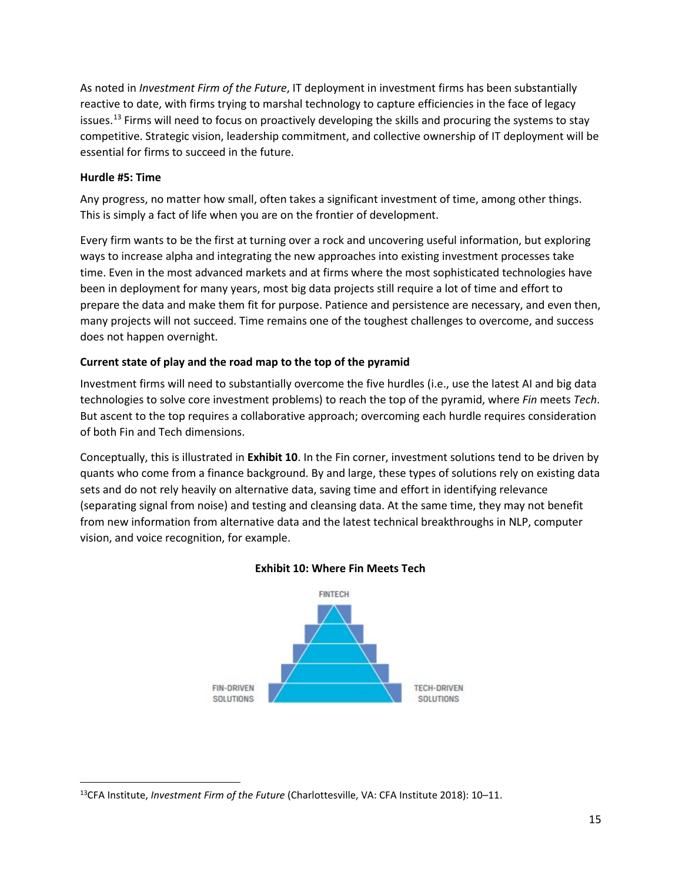As noted in *Investment Firm of the Future*, IT deployment in investment firms has been substantially reactive to date, with firms trying to marshal technology to capture efficiencies in the face of legacy issues.[13] Firms will need to focus on proactively developing the skills and procuring the systems to stay competitive. Strategic vision, leadership commitment, and collective ownership of IT deployment will be essential for firms to succeed in the future.

**Hurdle #5: Time**

Any progress, no matter how small, often takes a significant investment of time, among other things. This is simply a fact of life when you are on the frontier of development.

Every firm wants to be the first at turning over a rock and uncovering useful information, but exploring ways to increase alpha and integrating the new approaches into existing investment processes take time. Even in the most advanced markets and at firms where the most sophisticated technologies have been in deployment for many years, most big data projects still require a lot of time and effort to prepare the data and make them fit for purpose. Patience and persistence are necessary, and even then, many projects will not succeed. Time remains one of the toughest challenges to overcome, and success does not happen overnight.

**Current state of play and the road map to the top of the pyramid**

Investment firms will need to substantially overcome the five hurdles (i.e., use the latest AI and big data technologies to solve core investment problems) to reach the top of the pyramid, where *Fin* meets *Tech*. But ascent to the top requires a collaborative approach; overcoming each hurdle requires consideration of both Fin and Tech dimensions.

Conceptually, this is illustrated in **Exhibit 10**. In the Fin corner, investment solutions tend to be driven by quants who come from a finance background. By and large, these types of solutions rely on existing data sets and do not rely heavily on alternative data, saving time and effort in identifying relevance (separating signal from noise) and testing and cleansing data. At the same time, they may not benefit from new information from alternative data and the latest technical breakthroughs in NLP, computer vision, and voice recognition, for example.

**Exhibit 10: Where Fin Meets Tech**

FINTECH

FIN-DRIVEN SOLUTIONS

TECH-DRIVEN SOLUTIONS

---

[13] CFA Institute, *Investment Firm of the Future* (Charlottesville, VA: CFA Institute 2018): 10–11.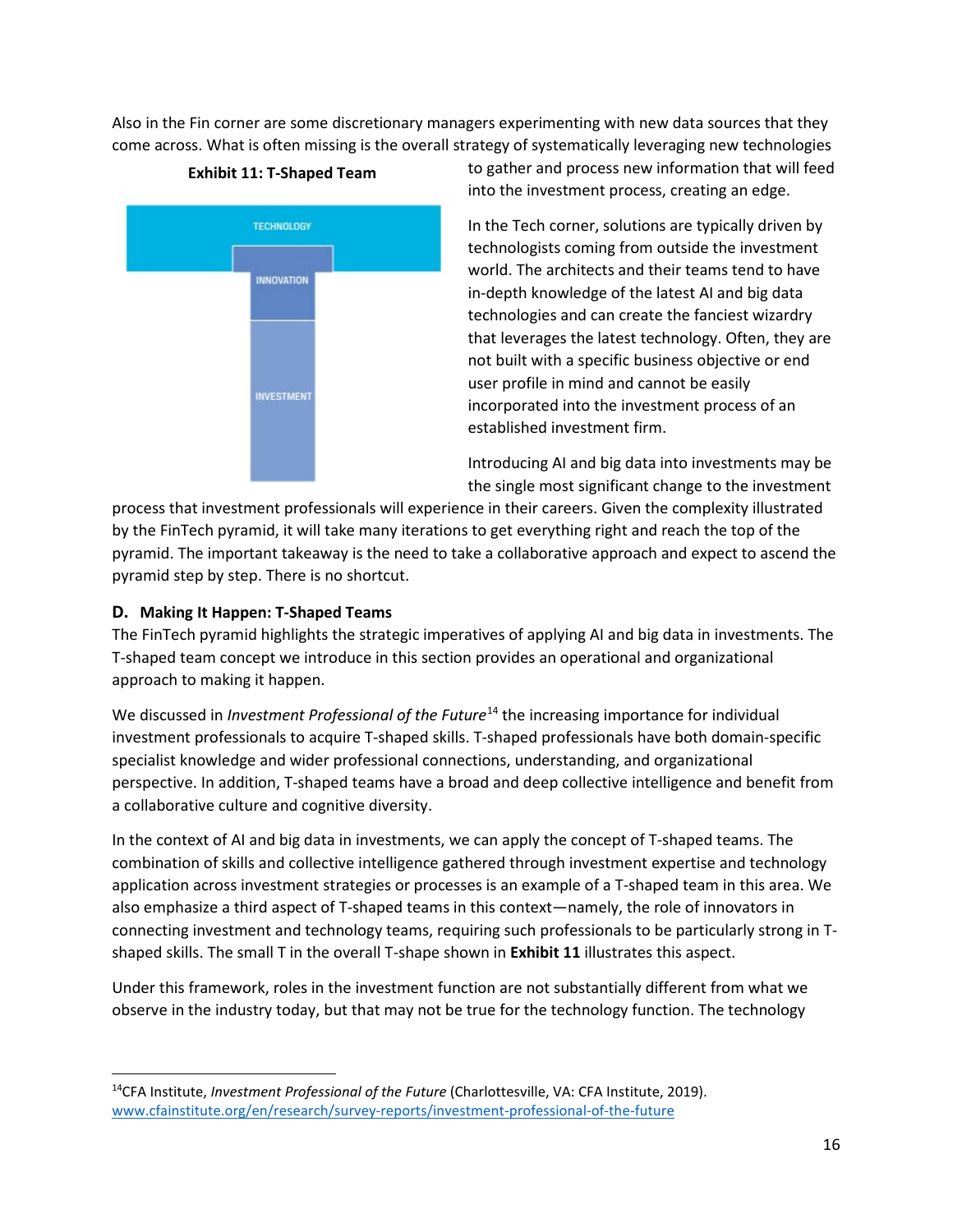Also in the Fin corner are some discretionary managers experimenting with new data sources that they come across. What is often missing is the overall strategy of systematically leveraging new technologies to gather and process new information that will feed into the investment process, creating an edge.

**Exhibit 11: T-Shaped Team**

TECHNOLOGY

INNOVATION

INVESTMENT

In the Tech corner, solutions are typically driven by technologists coming from outside the investment world. The architects and their teams tend to have in-depth knowledge of the latest AI and big data technologies and can create the fanciest wizardry that leverages the latest technology. Often, they are not built with a specific business objective or end user profile in mind and cannot be easily incorporated into the investment process of an established investment firm.

Introducing AI and big data into investments may be the single most significant change to the investment process that investment professionals will experience in their careers. Given the complexity illustrated by the FinTech pyramid, it will take many iterations to get everything right and reach the top of the pyramid. The important takeaway is the need to take a collaborative approach and expect to ascend the pyramid step by step. There is no shortcut.

### D. Making It Happen: T-Shaped Teams

The FinTech pyramid highlights the strategic imperatives of applying AI and big data in investments. The T-shaped team concept we introduce in this section provides an operational and organizational approach to making it happen.

We discussed in *Investment Professional of the Future*[14] the increasing importance for individual investment professionals to acquire T-shaped skills. T-shaped professionals have both domain-specific specialist knowledge and wider professional connections, understanding, and organizational perspective. In addition, T-shaped teams have a broad and deep collective intelligence and benefit from a collaborative culture and cognitive diversity.

In the context of AI and big data in investments, we can apply the concept of T-shaped teams. The combination of skills and collective intelligence gathered through investment expertise and technology application across investment strategies or processes is an example of a T-shaped team in this area. We also emphasize a third aspect of T-shaped teams in this context—namely, the role of innovators in connecting investment and technology teams, requiring such professionals to be particularly strong in T-shaped skills. The small T in the overall T-shape shown in **Exhibit 11** illustrates this aspect.

Under this framework, roles in the investment function are not substantially different from what we observe in the industry today, but that may not be true for the technology function. The technology

---

[14]CFA Institute, *Investment Professional of the Future* (Charlottesville, VA: CFA Institute, 2019). www.cfainstitute.org/en/research/survey-reports/investment-professional-of-the-future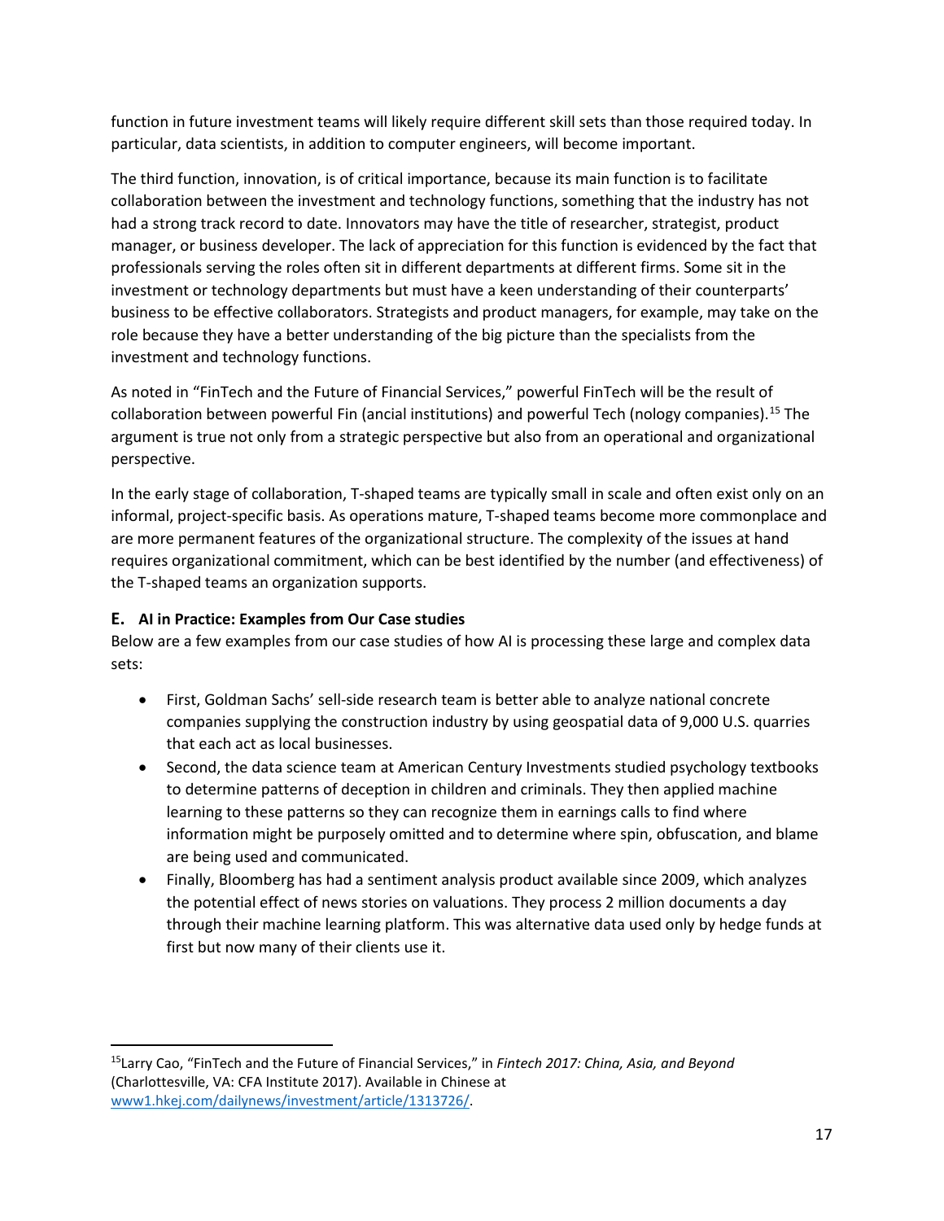function in future investment teams will likely require different skill sets than those required today. In particular, data scientists, in addition to computer engineers, will become important.

The third function, innovation, is of critical importance, because its main function is to facilitate collaboration between the investment and technology functions, something that the industry has not had a strong track record to date. Innovators may have the title of researcher, strategist, product manager, or business developer. The lack of appreciation for this function is evidenced by the fact that professionals serving the roles often sit in different departments at different firms. Some sit in the investment or technology departments but must have a keen understanding of their counterparts' business to be effective collaborators. Strategists and product managers, for example, may take on the role because they have a better understanding of the big picture than the specialists from the investment and technology functions.

As noted in "FinTech and the Future of Financial Services," powerful FinTech will be the result of collaboration between powerful Fin (ancial institutions) and powerful Tech (nology companies).[15] The argument is true not only from a strategic perspective but also from an operational and organizational perspective.

In the early stage of collaboration, T-shaped teams are typically small in scale and often exist only on an informal, project-specific basis. As operations mature, T-shaped teams become more commonplace and are more permanent features of the organizational structure. The complexity of the issues at hand requires organizational commitment, which can be best identified by the number (and effectiveness) of the T-shaped teams an organization supports.

### E. AI in Practice: Examples from Our Case studies

Below are a few examples from our case studies of how AI is processing these large and complex data sets:

- First, Goldman Sachs' sell-side research team is better able to analyze national concrete companies supplying the construction industry by using geospatial data of 9,000 U.S. quarries that each act as local businesses.
- Second, the data science team at American Century Investments studied psychology textbooks to determine patterns of deception in children and criminals. They then applied machine learning to these patterns so they can recognize them in earnings calls to find where information might be purposely omitted and to determine where spin, obfuscation, and blame are being used and communicated.
- Finally, Bloomberg has had a sentiment analysis product available since 2009, which analyzes the potential effect of news stories on valuations. They process 2 million documents a day through their machine learning platform. This was alternative data used only by hedge funds at first but now many of their clients use it.

---

[15] Larry Cao, "FinTech and the Future of Financial Services," in *Fintech 2017: China, Asia, and Beyond* (Charlottesville, VA: CFA Institute 2017). Available in Chinese at www1.hkej.com/dailynews/investment/article/1313726/.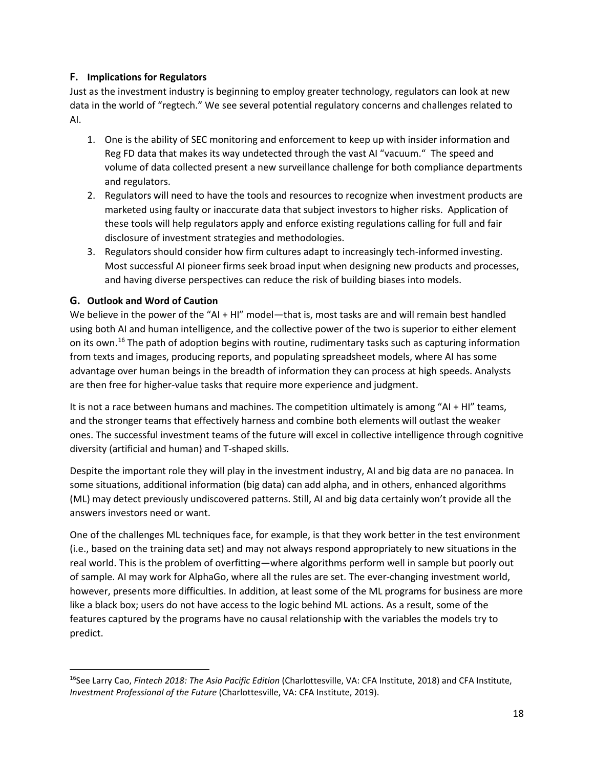### F. Implications for Regulators

Just as the investment industry is beginning to employ greater technology, regulators can look at new data in the world of "regtech." We see several potential regulatory concerns and challenges related to AI.

1. One is the ability of SEC monitoring and enforcement to keep up with insider information and Reg FD data that makes its way undetected through the vast AI "vacuum." The speed and volume of data collected present a new surveillance challenge for both compliance departments and regulators.
2. Regulators will need to have the tools and resources to recognize when investment products are marketed using faulty or inaccurate data that subject investors to higher risks. Application of these tools will help regulators apply and enforce existing regulations calling for full and fair disclosure of investment strategies and methodologies.
3. Regulators should consider how firm cultures adapt to increasingly tech-informed investing. Most successful AI pioneer firms seek broad input when designing new products and processes, and having diverse perspectives can reduce the risk of building biases into models.

### G. Outlook and Word of Caution

We believe in the power of the "AI + HI" model—that is, most tasks are and will remain best handled using both AI and human intelligence, and the collective power of the two is superior to either element on its own.[16] The path of adoption begins with routine, rudimentary tasks such as capturing information from texts and images, producing reports, and populating spreadsheet models, where AI has some advantage over human beings in the breadth of information they can process at high speeds. Analysts are then free for higher-value tasks that require more experience and judgment.

It is not a race between humans and machines. The competition ultimately is among "AI + HI" teams, and the stronger teams that effectively harness and combine both elements will outlast the weaker ones. The successful investment teams of the future will excel in collective intelligence through cognitive diversity (artificial and human) and T-shaped skills.

Despite the important role they will play in the investment industry, AI and big data are no panacea. In some situations, additional information (big data) can add alpha, and in others, enhanced algorithms (ML) may detect previously undiscovered patterns. Still, AI and big data certainly won't provide all the answers investors need or want.

One of the challenges ML techniques face, for example, is that they work better in the test environment (i.e., based on the training data set) and may not always respond appropriately to new situations in the real world. This is the problem of overfitting—where algorithms perform well in sample but poorly out of sample. AI may work for AlphaGo, where all the rules are set. The ever-changing investment world, however, presents more difficulties. In addition, at least some of the ML programs for business are more like a black box; users do not have access to the logic behind ML actions. As a result, some of the features captured by the programs have no causal relationship with the variables the models try to predict.

---

[16] See Larry Cao, *Fintech 2018: The Asia Pacific Edition* (Charlottesville, VA: CFA Institute, 2018) and CFA Institute, *Investment Professional of the Future* (Charlottesville, VA: CFA Institute, 2019).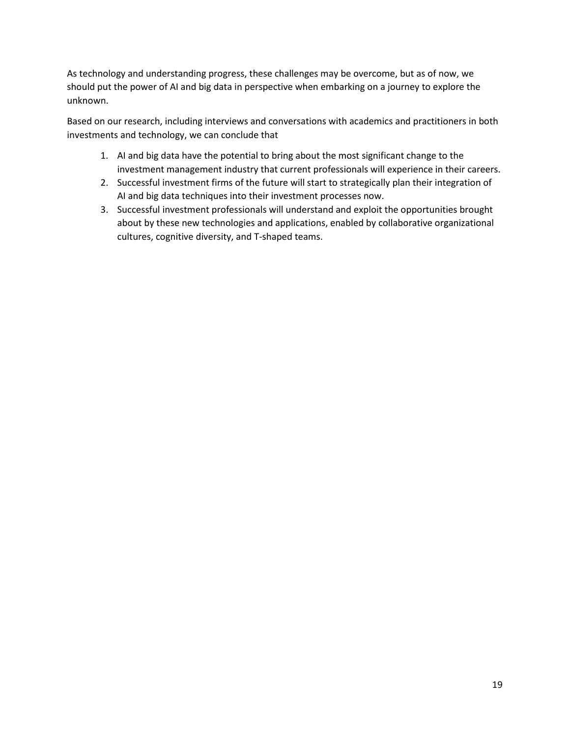As technology and understanding progress, these challenges may be overcome, but as of now, we should put the power of AI and big data in perspective when embarking on a journey to explore the unknown.

Based on our research, including interviews and conversations with academics and practitioners in both investments and technology, we can conclude that

1. AI and big data have the potential to bring about the most significant change to the investment management industry that current professionals will experience in their careers.
2. Successful investment firms of the future will start to strategically plan their integration of AI and big data techniques into their investment processes now.
3. Successful investment professionals will understand and exploit the opportunities brought about by these new technologies and applications, enabled by collaborative organizational cultures, cognitive diversity, and T-shaped teams.